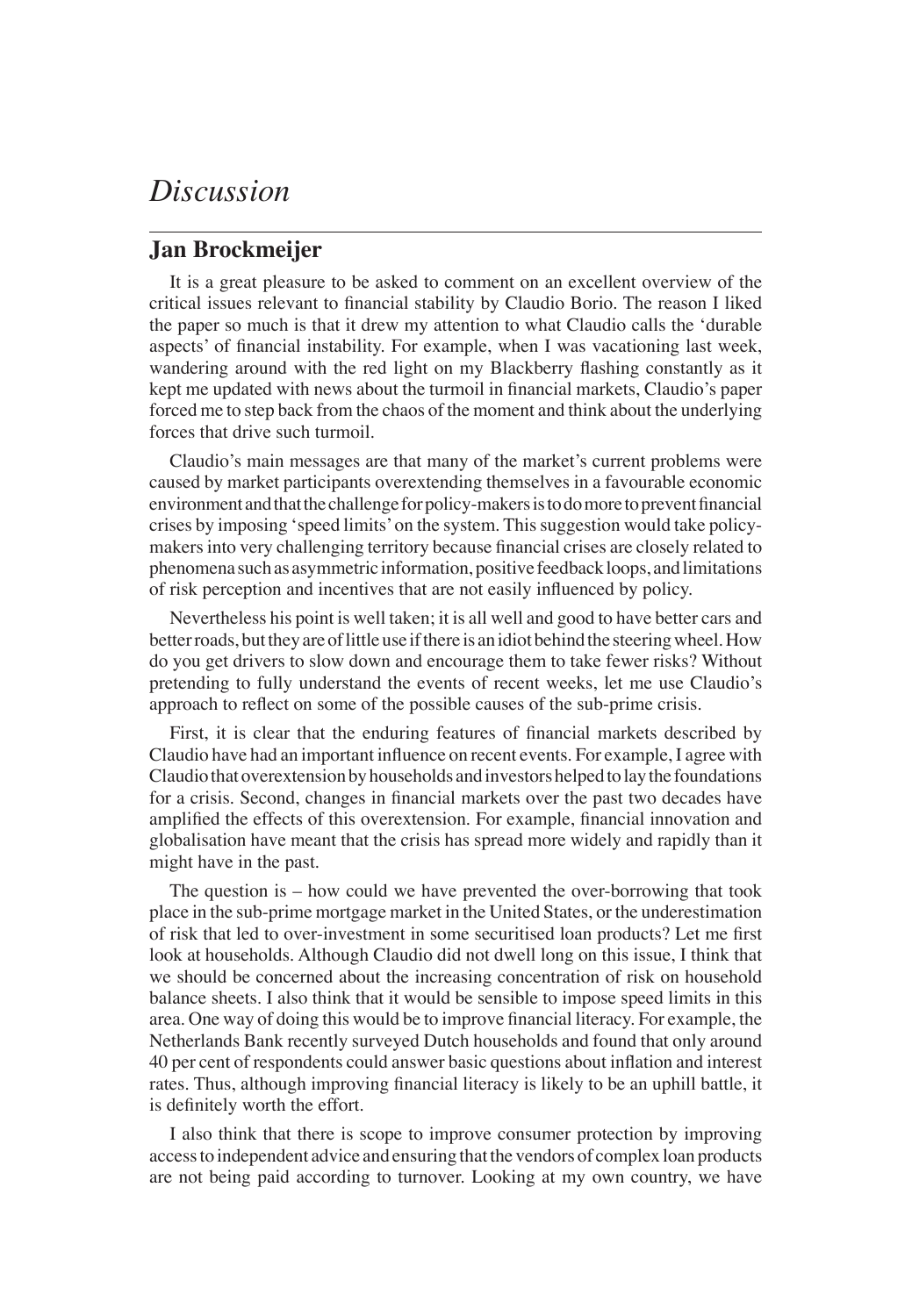# *Discussion*

## Jan Brockmeijer

It is a great pleasure to be asked to comment on an excellent overview of the critical issues relevant to financial stability by Claudio Borio. The reason I liked the paper so much is that it drew my attention to what Claudio calls the 'durable aspects' of financial instability. For example, when I was vacationing last week, wandering around with the red light on my Blackberry flashing constantly as it kept me updated with news about the turmoil in financial markets, Claudio's paper forced me to step back from the chaos of the moment and think about the underlying forces that drive such turmoil.

Claudio's main messages are that many of the market's current problems were caused by market participants overextending themselves in a favourable economic environment and that the challenge for policy-makers is to do more to prevent financial crises by imposing 'speed limits' on the system. This suggestion would take policy-makers into very challenging territory because financial crises are closely related to phenomena such as asymmetric information, positive feedback loops, and limitations of risk perception and incentives that are not easily influenced by policy.

Nevertheless his point is well taken; it is all well and good to have better cars and better roads, but they are of little use if there is an idiot behind the steering wheel. How do you get drivers to slow down and encourage them to take fewer risks? Without pretending to fully understand the events of recent weeks, let me use Claudio's approach to reflect on some of the possible causes of the sub-prime crisis.

First, it is clear that the enduring features of financial markets described by Claudio have had an important influence on recent events. For example, I agree with Claudio that overextension by households and investors helped to lay the foundations for a crisis. Second, changes in financial markets over the past two decades have amplified the effects of this overextension. For example, financial innovation and globalisation have meant that the crisis has spread more widely and rapidly than it might have in the past.

The question is – how could we have prevented the over-borrowing that took place in the sub-prime mortgage market in the United States, or the underestimation of risk that led to over-investment in some securitised loan products? Let me first look at households. Although Claudio did not dwell long on this issue, I think that we should be concerned about the increasing concentration of risk on household balance sheets. I also think that it would be sensible to impose speed limits in this area. One way of doing this would be to improve financial literacy. For example, the Netherlands Bank recently surveyed Dutch households and found that only around 40 per cent of respondents could answer basic questions about inflation and interest rates. Thus, although improving financial literacy is likely to be an uphill battle, it is definitely worth the effort.

I also think that there is scope to improve consumer protection by improving access to independent advice and ensuring that the vendors of complex loan products are not being paid according to turnover. Looking at my own country, we have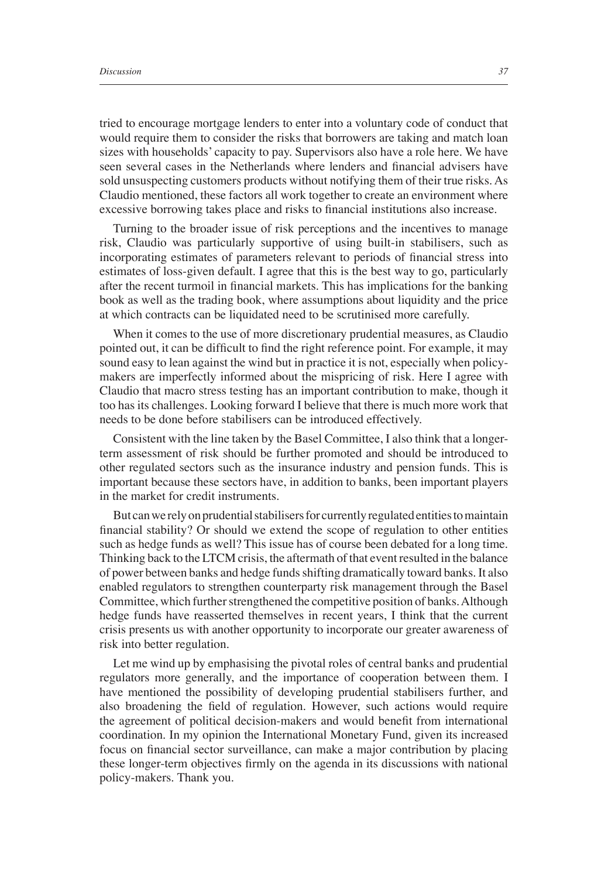tried to encourage mortgage lenders to enter into a voluntary code of conduct that would require them to consider the risks that borrowers are taking and match loan sizes with households' capacity to pay. Supervisors also have a role here. We have seen several cases in the Netherlands where lenders and financial advisers have sold unsuspecting customers products without notifying them of their true risks. As Claudio mentioned, these factors all work together to create an environment where excessive borrowing takes place and risks to financial institutions also increase.

Turning to the broader issue of risk perceptions and the incentives to manage risk, Claudio was particularly supportive of using built-in stabilisers, such as incorporating estimates of parameters relevant to periods of financial stress into estimates of loss-given default. I agree that this is the best way to go, particularly after the recent turmoil in financial markets. This has implications for the banking book as well as the trading book, where assumptions about liquidity and the price at which contracts can be liquidated need to be scrutinised more carefully.

When it comes to the use of more discretionary prudential measures, as Claudio pointed out, it can be difficult to find the right reference point. For example, it may sound easy to lean against the wind but in practice it is not, especially when policy-makers are imperfectly informed about the mispricing of risk. Here I agree with Claudio that macro stress testing has an important contribution to make, though it too has its challenges. Looking forward I believe that there is much more work that needs to be done before stabilisers can be introduced effectively.

Consistent with the line taken by the Basel Committee, I also think that a longer-term assessment of risk should be further promoted and should be introduced to other regulated sectors such as the insurance industry and pension funds. This is important because these sectors have, in addition to banks, been important players in the market for credit instruments.

But can we rely on prudential stabilisers for currently regulated entities to maintain financial stability? Or should we extend the scope of regulation to other entities such as hedge funds as well? This issue has of course been debated for a long time. Thinking back to the LTCM crisis, the aftermath of that event resulted in the balance of power between banks and hedge funds shifting dramatically toward banks. It also enabled regulators to strengthen counterparty risk management through the Basel Committee, which further strengthened the competitive position of banks. Although hedge funds have reasserted themselves in recent years, I think that the current crisis presents us with another opportunity to incorporate our greater awareness of risk into better regulation.

Let me wind up by emphasising the pivotal roles of central banks and prudential regulators more generally, and the importance of cooperation between them. I have mentioned the possibility of developing prudential stabilisers further, and also broadening the field of regulation. However, such actions would require the agreement of political decision-makers and would benefit from international coordination. In my opinion the International Monetary Fund, given its increased focus on financial sector surveillance, can make a major contribution by placing these longer-term objectives firmly on the agenda in its discussions with national policy-makers. Thank you.